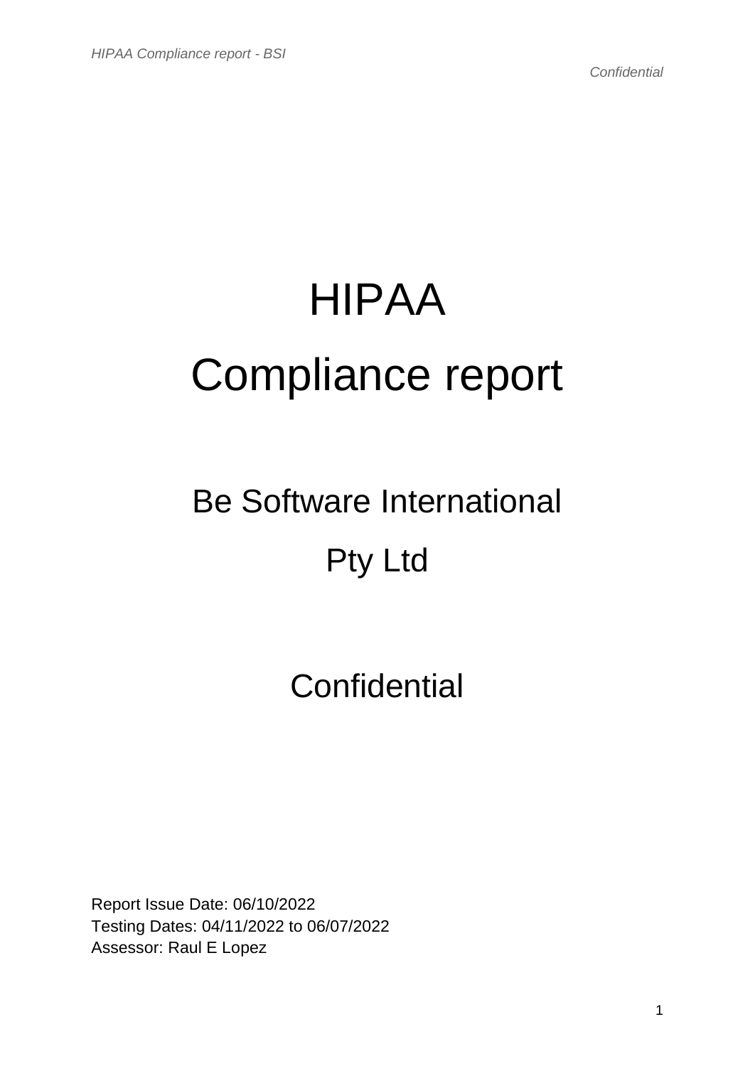# HIPAA Compliance report

## Be Software International Pty Ltd

## Confidential

Report Issue Date: 06/10/2022
Testing Dates: 04/11/2022 to 06/07/2022
Assessor: Raul E Lopez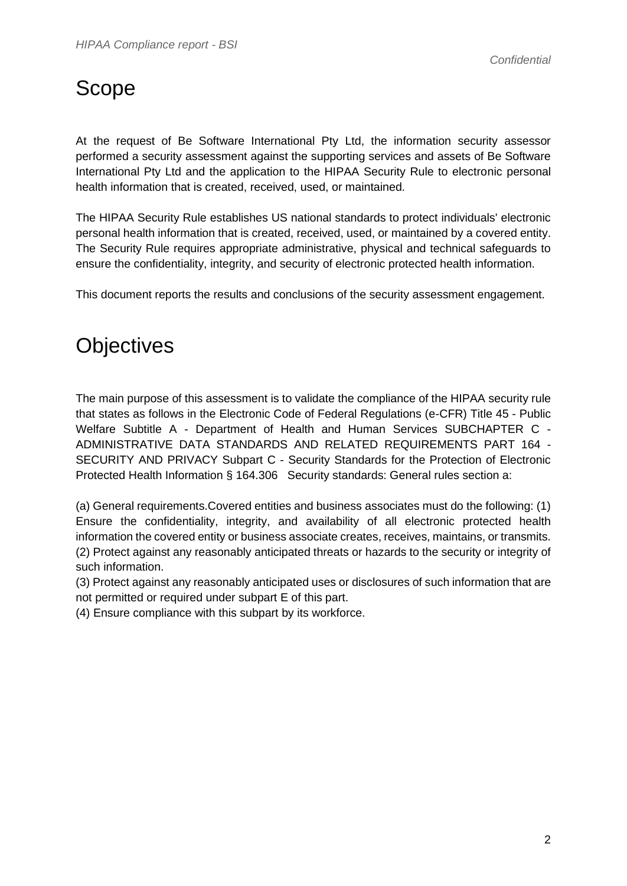# Scope

At the request of Be Software International Pty Ltd, the information security assessor performed a security assessment against the supporting services and assets of Be Software International Pty Ltd and the application to the HIPAA Security Rule to electronic personal health information that is created, received, used, or maintained.

The HIPAA Security Rule establishes US national standards to protect individuals' electronic personal health information that is created, received, used, or maintained by a covered entity. The Security Rule requires appropriate administrative, physical and technical safeguards to ensure the confidentiality, integrity, and security of electronic protected health information.

This document reports the results and conclusions of the security assessment engagement.

# Objectives

The main purpose of this assessment is to validate the compliance of the HIPAA security rule that states as follows in the Electronic Code of Federal Regulations (e-CFR) Title 45 - Public Welfare Subtitle A - Department of Health and Human Services SUBCHAPTER C - ADMINISTRATIVE DATA STANDARDS AND RELATED REQUIREMENTS PART 164 - SECURITY AND PRIVACY Subpart C - Security Standards for the Protection of Electronic Protected Health Information § 164.306 Security standards: General rules section a:

(a) General requirements.Covered entities and business associates must do the following: (1) Ensure the confidentiality, integrity, and availability of all electronic protected health information the covered entity or business associate creates, receives, maintains, or transmits.
(2) Protect against any reasonably anticipated threats or hazards to the security or integrity of such information.
(3) Protect against any reasonably anticipated uses or disclosures of such information that are not permitted or required under subpart E of this part.
(4) Ensure compliance with this subpart by its workforce.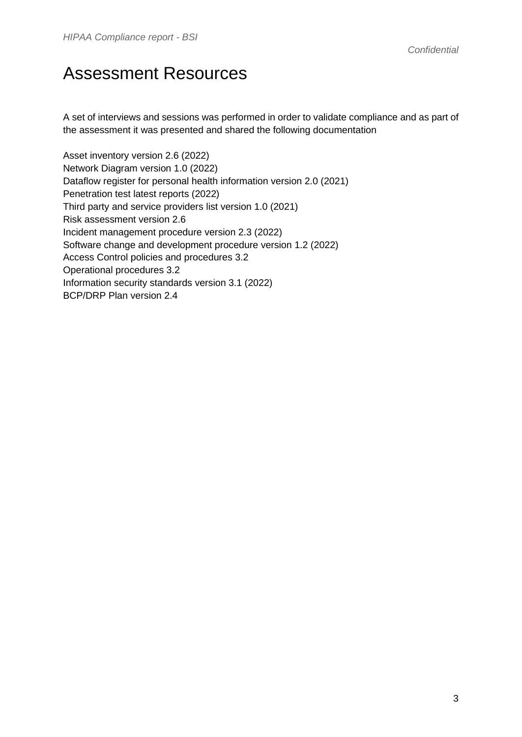# Assessment Resources

A set of interviews and sessions was performed in order to validate compliance and as part of the assessment it was presented and shared the following documentation

Asset inventory version 2.6 (2022)
Network Diagram version 1.0 (2022)
Dataflow register for personal health information version 2.0 (2021)
Penetration test latest reports (2022)
Third party and service providers list version 1.0 (2021)
Risk assessment version 2.6
Incident management procedure version 2.3 (2022)
Software change and development procedure version 1.2 (2022)
Access Control policies and procedures 3.2
Operational procedures 3.2
Information security standards version 3.1 (2022)
BCP/DRP Plan version 2.4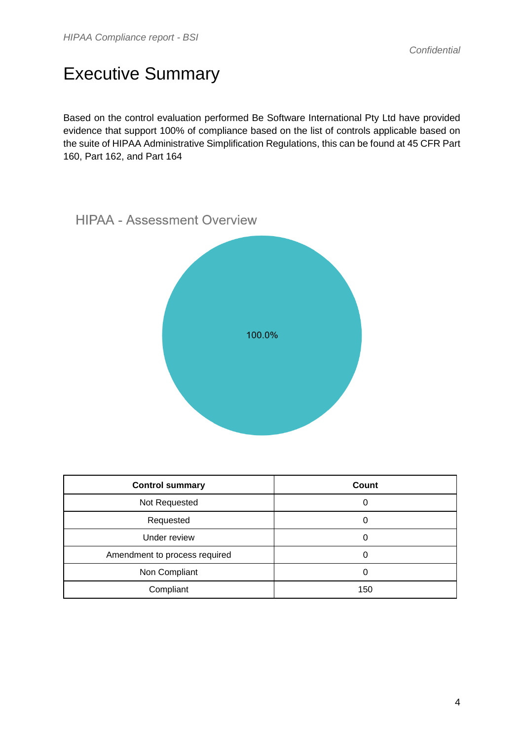# Executive Summary

Based on the control evaluation performed Be Software International Pty Ltd have provided evidence that support 100% of compliance based on the list of controls applicable based on the suite of HIPAA Administrative Simplification Regulations, this can be found at 45 CFR Part 160, Part 162, and Part 164

HIPAA - Assessment Overview

100.0%

| Control summary | Count |
| --- | --- |
| Not Requested | 0 |
| Requested | 0 |
| Under review | 0 |
| Amendment to process required | 0 |
| Non Compliant | 0 |
| Compliant | 150 |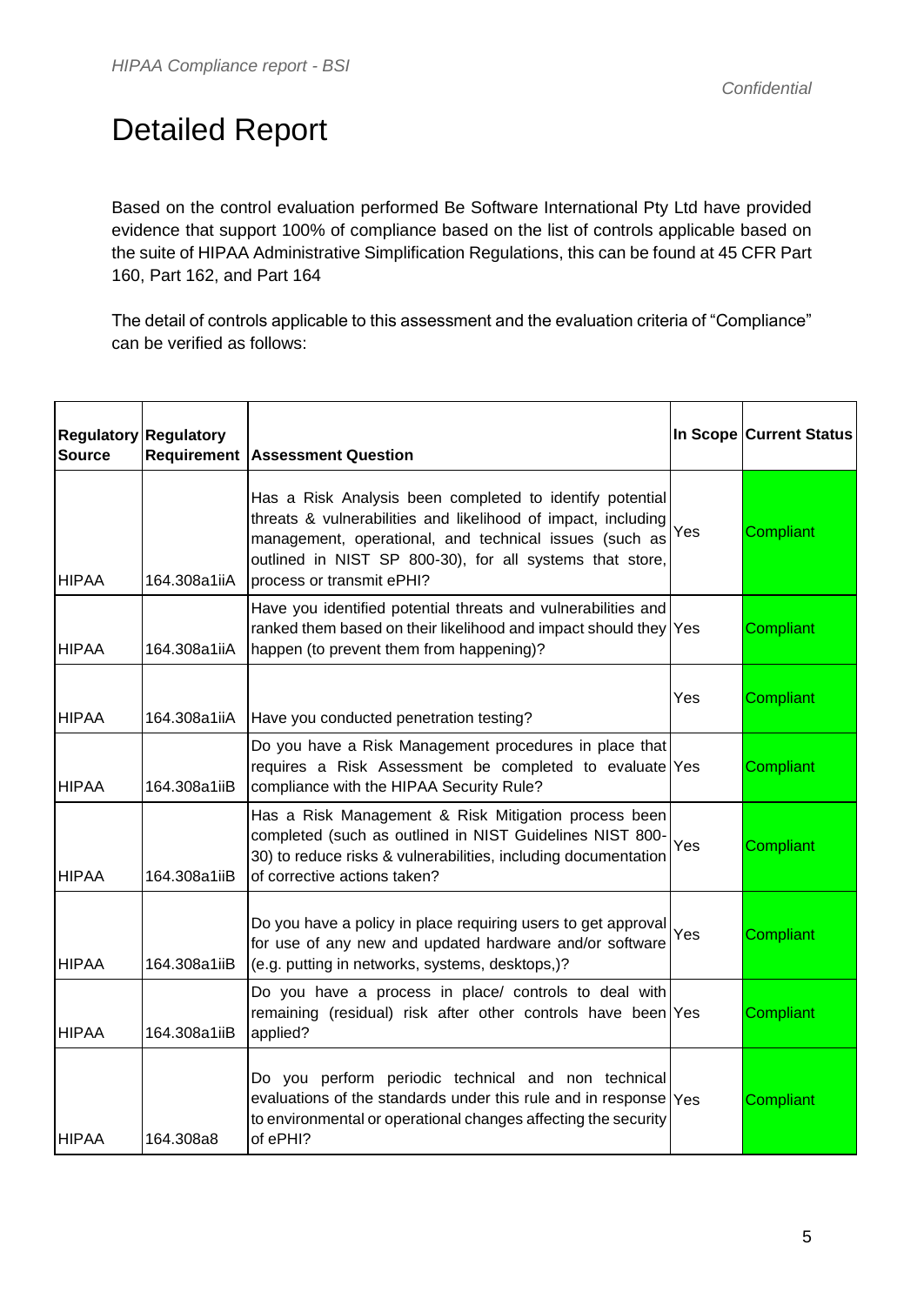# Detailed Report

Based on the control evaluation performed Be Software International Pty Ltd have provided evidence that support 100% of compliance based on the list of controls applicable based on the suite of HIPAA Administrative Simplification Regulations, this can be found at 45 CFR Part 160, Part 162, and Part 164

The detail of controls applicable to this assessment and the evaluation criteria of "Compliance" can be verified as follows:

| Regulatory Source | Regulatory Requirement | Assessment Question | In Scope | Current Status |
|---|---|---|---|---|
| HIPAA | 164.308a1iiA | Has a Risk Analysis been completed to identify potential threats & vulnerabilities and likelihood of impact, including management, operational, and technical issues (such as outlined in NIST SP 800-30), for all systems that store, process or transmit ePHI? | Yes | Compliant |
| HIPAA | 164.308a1iiA | Have you identified potential threats and vulnerabilities and ranked them based on their likelihood and impact should they happen (to prevent them from happening)? | Yes | Compliant |
| HIPAA | 164.308a1iiA | Have you conducted penetration testing? | Yes | Compliant |
| HIPAA | 164.308a1iiB | Do you have a Risk Management procedures in place that requires a Risk Assessment be completed to evaluate compliance with the HIPAA Security Rule? | Yes | Compliant |
| HIPAA | 164.308a1iiB | Has a Risk Management & Risk Mitigation process been completed (such as outlined in NIST Guidelines NIST 800-30) to reduce risks & vulnerabilities, including documentation of corrective actions taken? | Yes | Compliant |
| HIPAA | 164.308a1iiB | Do you have a policy in place requiring users to get approval for use of any new and updated hardware and/or software (e.g. putting in networks, systems, desktops,)? | Yes | Compliant |
| HIPAA | 164.308a1iiB | Do you have a process in place/ controls to deal with remaining (residual) risk after other controls have been applied? | Yes | Compliant |
| HIPAA | 164.308a8 | Do you perform periodic technical and non technical evaluations of the standards under this rule and in response to environmental or operational changes affecting the security of ePHI? | Yes | Compliant |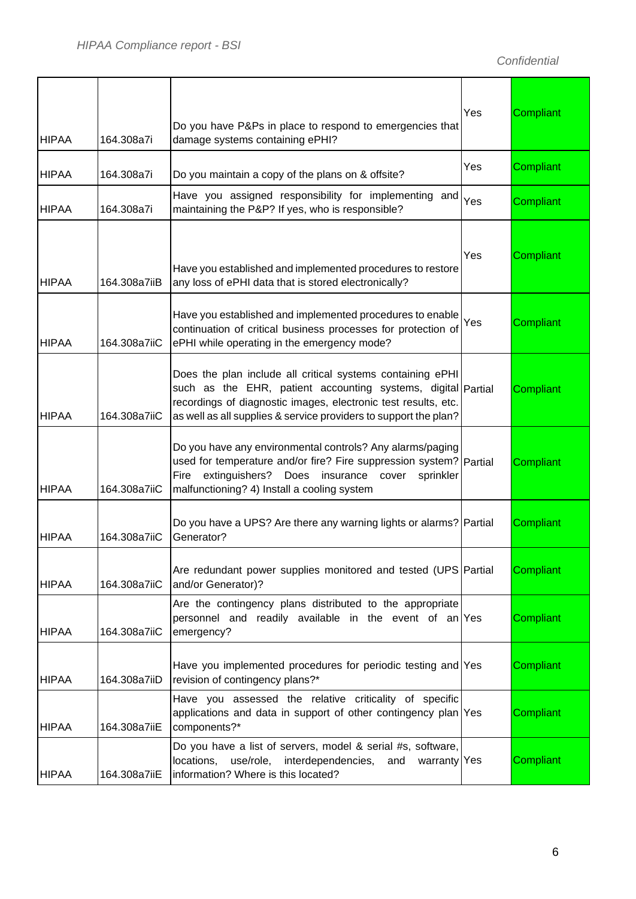| | | | | |
|---|---|---|---|---|
| HIPAA | 164.308a7i | Do you have P&Ps in place to respond to emergencies that damage systems containing ePHI? | Yes | Compliant |
| HIPAA | 164.308a7i | Do you maintain a copy of the plans on & offsite? | Yes | Compliant |
| HIPAA | 164.308a7i | Have you assigned responsibility for implementing and maintaining the P&P? If yes, who is responsible? | Yes | Compliant |
| HIPAA | 164.308a7iiB | Have you established and implemented procedures to restore any loss of ePHI data that is stored electronically? | Yes | Compliant |
| HIPAA | 164.308a7iiC | Have you established and implemented procedures to enable continuation of critical business processes for protection of ePHI while operating in the emergency mode? | Yes | Compliant |
| HIPAA | 164.308a7iiC | Does the plan include all critical systems containing ePHI such as the EHR, patient accounting systems, digital recordings of diagnostic images, electronic test results, etc. as well as all supplies & service providers to support the plan? | Partial | Compliant |
| HIPAA | 164.308a7iiC | Do you have any environmental controls? Any alarms/paging used for temperature and/or fire? Fire suppression system? Fire extinguishers? Does insurance cover sprinkler malfunctioning? 4) Install a cooling system | Partial | Compliant |
| HIPAA | 164.308a7iiC | Do you have a UPS? Are there any warning lights or alarms? Generator? | Partial | Compliant |
| HIPAA | 164.308a7iiC | Are redundant power supplies monitored and tested (UPS and/or Generator)? | Partial | Compliant |
| HIPAA | 164.308a7iiC | Are the contingency plans distributed to the appropriate personnel and readily available in the event of an emergency? | Yes | Compliant |
| HIPAA | 164.308a7iiD | Have you implemented procedures for periodic testing and revision of contingency plans?* | Yes | Compliant |
| HIPAA | 164.308a7iiE | Have you assessed the relative criticality of specific applications and data in support of other contingency plan components?* | Yes | Compliant |
| HIPAA | 164.308a7iiE | Do you have a list of servers, model & serial #s, software, locations, use/role, interdependencies, and warranty information? Where is this located? | Yes | Compliant |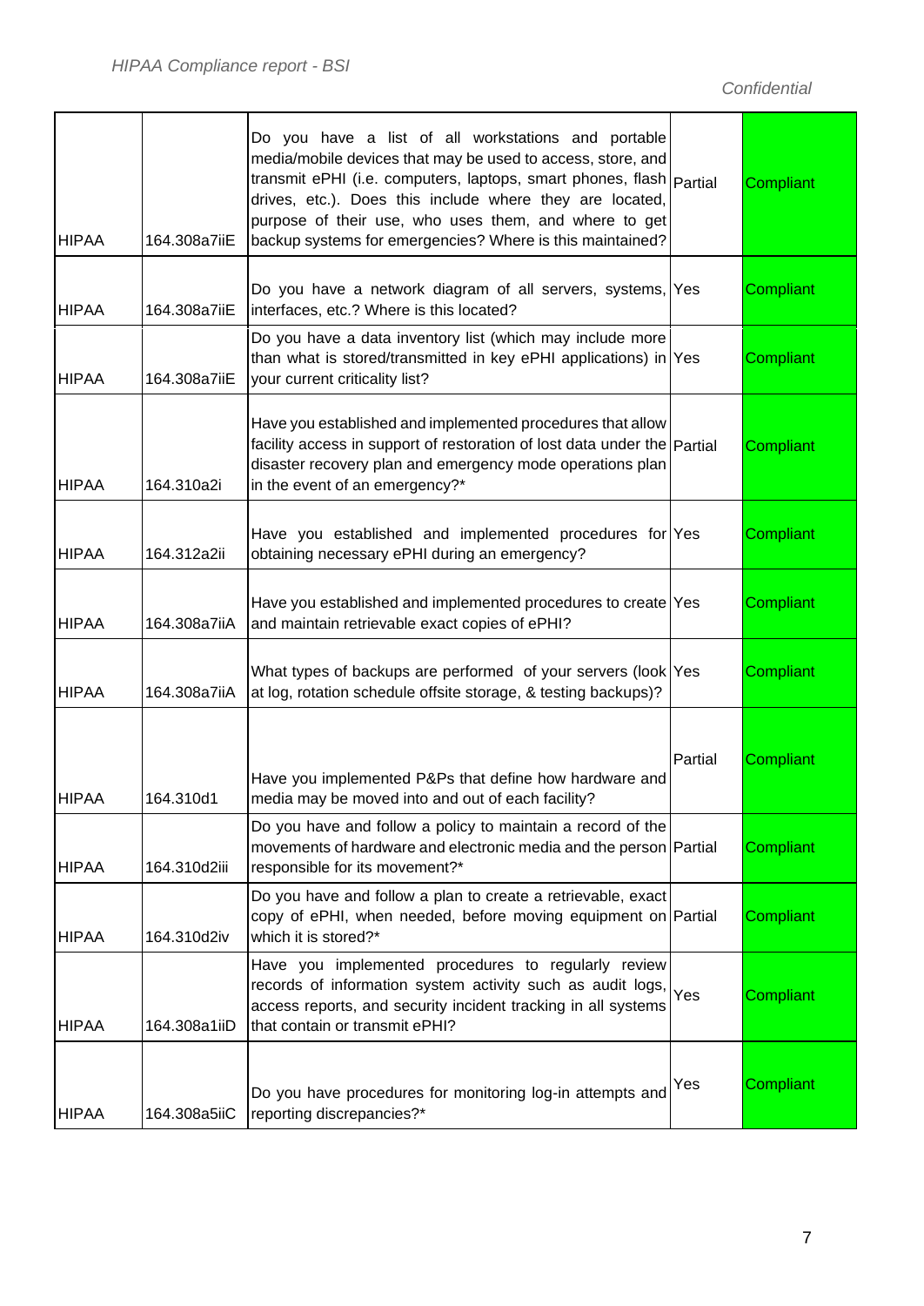| | | | | |
|---|---|---|---|---|
| HIPAA | 164.308a7iiE | Do you have a list of all workstations and portable media/mobile devices that may be used to access, store, and transmit ePHI (i.e. computers, laptops, smart phones, flash drives, etc.). Does this include where they are located, purpose of their use, who uses them, and where to get backup systems for emergencies? Where is this maintained? | Partial | Compliant |
| HIPAA | 164.308a7iiE | Do you have a network diagram of all servers, systems, interfaces, etc.? Where is this located? | Yes | Compliant |
| HIPAA | 164.308a7iiE | Do you have a data inventory list (which may include more than what is stored/transmitted in key ePHI applications) in your current criticality list? | Yes | Compliant |
| HIPAA | 164.310a2i | Have you established and implemented procedures that allow facility access in support of restoration of lost data under the disaster recovery plan and emergency mode operations plan in the event of an emergency?* | Partial | Compliant |
| HIPAA | 164.312a2ii | Have you established and implemented procedures for obtaining necessary ePHI during an emergency? | Yes | Compliant |
| HIPAA | 164.308a7iiA | Have you established and implemented procedures to create and maintain retrievable exact copies of ePHI? | Yes | Compliant |
| HIPAA | 164.308a7iiA | What types of backups are performed of your servers (look at log, rotation schedule offsite storage, & testing backups)? | Yes | Compliant |
| HIPAA | 164.310d1 | Have you implemented P&Ps that define how hardware and media may be moved into and out of each facility? | Partial | Compliant |
| HIPAA | 164.310d2iii | Do you have and follow a policy to maintain a record of the movements of hardware and electronic media and the person responsible for its movement?* | Partial | Compliant |
| HIPAA | 164.310d2iv | Do you have and follow a plan to create a retrievable, exact copy of ePHI, when needed, before moving equipment on which it is stored?* | Partial | Compliant |
| HIPAA | 164.308a1iiD | Have you implemented procedures to regularly review records of information system activity such as audit logs, access reports, and security incident tracking in all systems that contain or transmit ePHI? | Yes | Compliant |
| HIPAA | 164.308a5iiC | Do you have procedures for monitoring log-in attempts and reporting discrepancies?* | Yes | Compliant |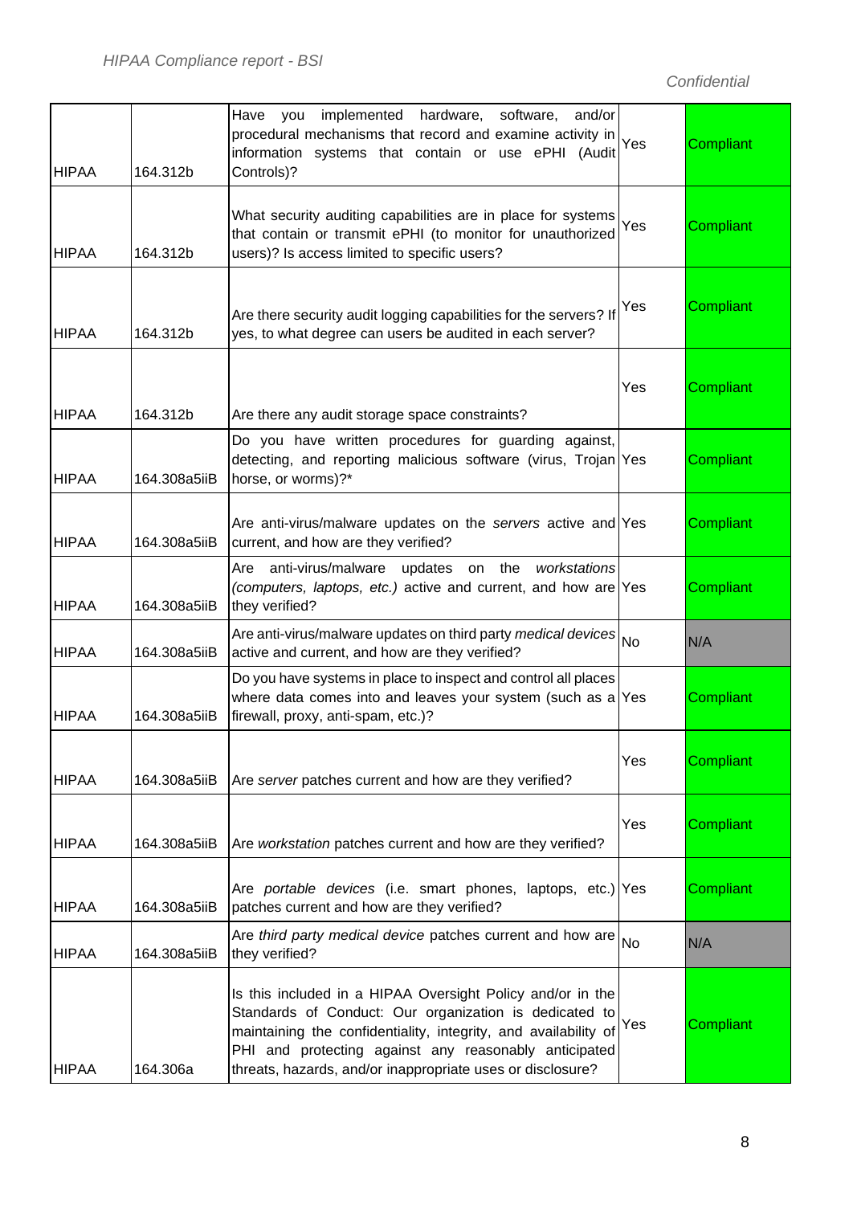| HIPAA | 164.312b | Have you implemented hardware, software, and/or procedural mechanisms that record and examine activity in information systems that contain or use ePHI (Audit Controls)? | Yes | Compliant |
|---|---|---|---|---|
| HIPAA | 164.312b | What security auditing capabilities are in place for systems that contain or transmit ePHI (to monitor for unauthorized users)? Is access limited to specific users? | Yes | Compliant |
| HIPAA | 164.312b | Are there security audit logging capabilities for the servers? If yes, to what degree can users be audited in each server? | Yes | Compliant |
| HIPAA | 164.312b | Are there any audit storage space constraints? | Yes | Compliant |
| HIPAA | 164.308a5iiB | Do you have written procedures for guarding against, detecting, and reporting malicious software (virus, Trojan horse, or worms)?* | Yes | Compliant |
| HIPAA | 164.308a5iiB | Are anti-virus/malware updates on the *servers* active and current, and how are they verified? | Yes | Compliant |
| HIPAA | 164.308a5iiB | Are anti-virus/malware updates on the *workstations (computers, laptops, etc.)* active and current, and how are they verified? | Yes | Compliant |
| HIPAA | 164.308a5iiB | Are anti-virus/malware updates on third party *medical devices* active and current, and how are they verified? | No | N/A |
| HIPAA | 164.308a5iiB | Do you have systems in place to inspect and control all places where data comes into and leaves your system (such as a firewall, proxy, anti-spam, etc.)? | Yes | Compliant |
| HIPAA | 164.308a5iiB | Are *server* patches current and how are they verified? | Yes | Compliant |
| HIPAA | 164.308a5iiB | Are *workstation* patches current and how are they verified? | Yes | Compliant |
| HIPAA | 164.308a5iiB | Are *portable devices* (i.e. smart phones, laptops, etc.) patches current and how are they verified? | Yes | Compliant |
| HIPAA | 164.308a5iiB | Are *third party medical device* patches current and how are they verified? | No | N/A |
| HIPAA | 164.306a | Is this included in a HIPAA Oversight Policy and/or in the Standards of Conduct: Our organization is dedicated to maintaining the confidentiality, integrity, and availability of PHI and protecting against any reasonably anticipated threats, hazards, and/or inappropriate uses or disclosure? | Yes | Compliant |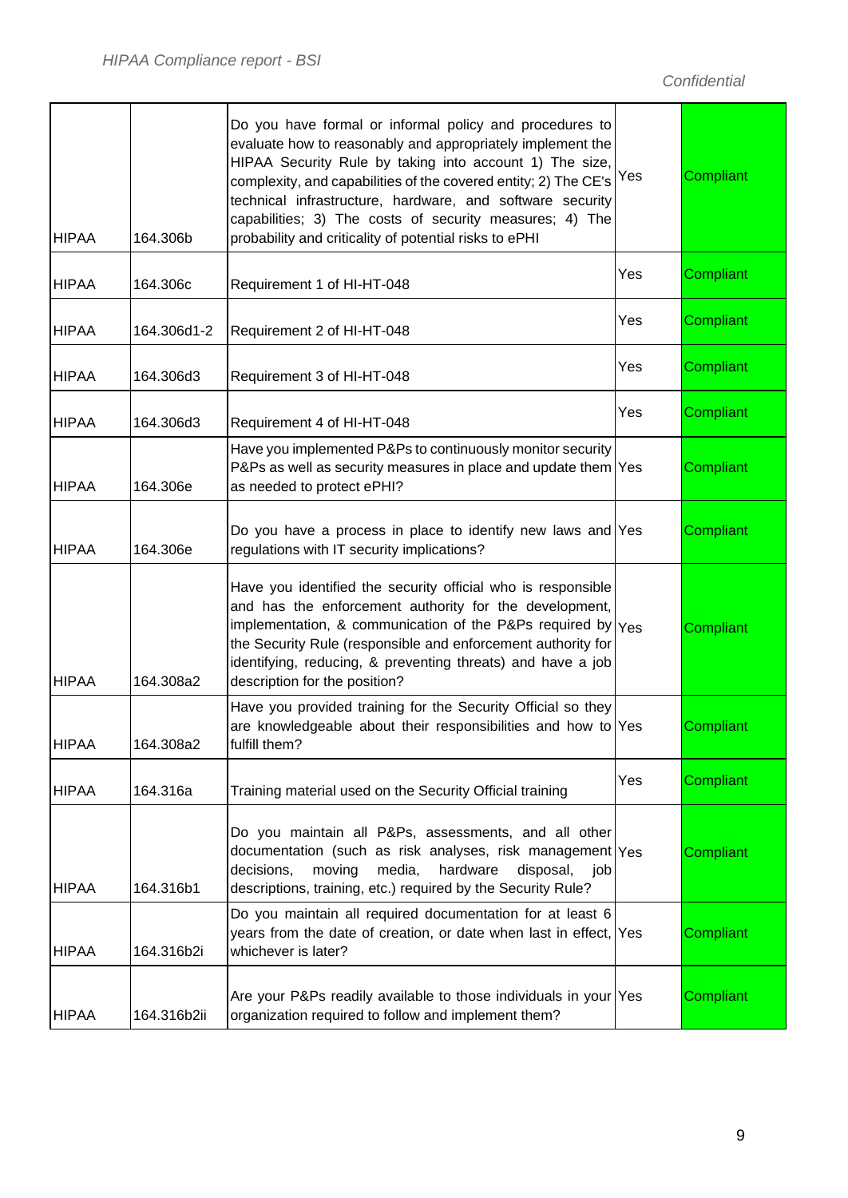| | | | | |
|---|---|---|---|---|
| HIPAA | 164.306b | Do you have formal or informal policy and procedures to evaluate how to reasonably and appropriately implement the HIPAA Security Rule by taking into account 1) The size, complexity, and capabilities of the covered entity; 2) The CE's technical infrastructure, hardware, and software security capabilities; 3) The costs of security measures; 4) The probability and criticality of potential risks to ePHI | Yes | Compliant |
| HIPAA | 164.306c | Requirement 1 of HI-HT-048 | Yes | Compliant |
| HIPAA | 164.306d1-2 | Requirement 2 of HI-HT-048 | Yes | Compliant |
| HIPAA | 164.306d3 | Requirement 3 of HI-HT-048 | Yes | Compliant |
| HIPAA | 164.306d3 | Requirement 4 of HI-HT-048 | Yes | Compliant |
| HIPAA | 164.306e | Have you implemented P&Ps to continuously monitor security P&Ps as well as security measures in place and update them as needed to protect ePHI? | Yes | Compliant |
| HIPAA | 164.306e | Do you have a process in place to identify new laws and regulations with IT security implications? | Yes | Compliant |
| HIPAA | 164.308a2 | Have you identified the security official who is responsible and has the enforcement authority for the development, implementation, & communication of the P&Ps required by the Security Rule (responsible and enforcement authority for identifying, reducing, & preventing threats) and have a job description for the position? | Yes | Compliant |
| HIPAA | 164.308a2 | Have you provided training for the Security Official so they are knowledgeable about their responsibilities and how to fulfill them? | Yes | Compliant |
| HIPAA | 164.316a | Training material used on the Security Official training | Yes | Compliant |
| HIPAA | 164.316b1 | Do you maintain all P&Ps, assessments, and all other documentation (such as risk analyses, risk management decisions, moving media, hardware disposal, job descriptions, training, etc.) required by the Security Rule? | Yes | Compliant |
| HIPAA | 164.316b2i | Do you maintain all required documentation for at least 6 years from the date of creation, or date when last in effect, whichever is later? | Yes | Compliant |
| HIPAA | 164.316b2ii | Are your P&Ps readily available to those individuals in your organization required to follow and implement them? | Yes | Compliant |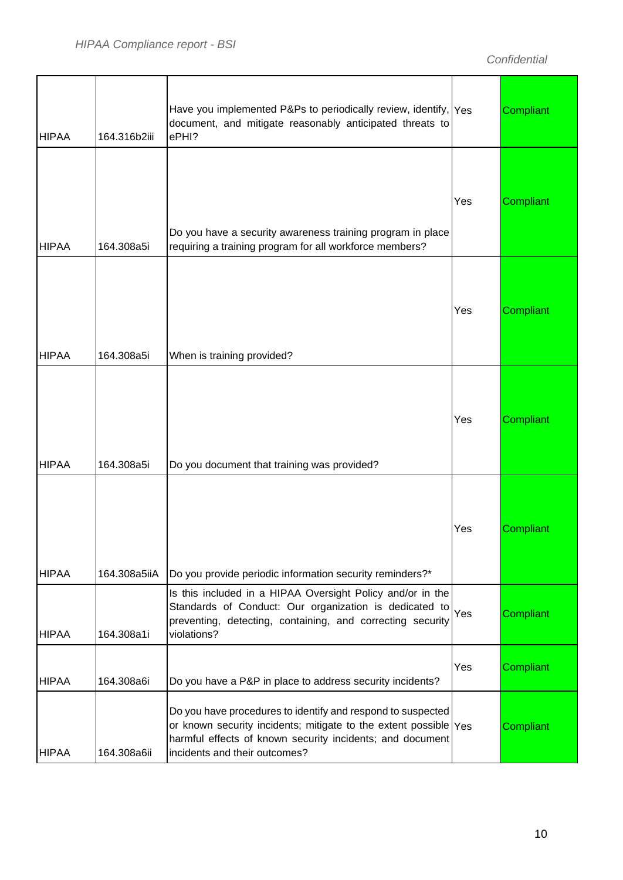| HIPAA | 164.316b2iii | Have you implemented P&Ps to periodically review, identify, document, and mitigate reasonably anticipated threats to ePHI? | Yes | Compliant |
|---|---|---|---|---|
| HIPAA | 164.308a5i | Do you have a security awareness training program in place requiring a training program for all workforce members? | Yes | Compliant |
| HIPAA | 164.308a5i | When is training provided? | Yes | Compliant |
| HIPAA | 164.308a5i | Do you document that training was provided? | Yes | Compliant |
| HIPAA | 164.308a5iiA | Do you provide periodic information security reminders?* | Yes | Compliant |
| HIPAA | 164.308a1i | Is this included in a HIPAA Oversight Policy and/or in the Standards of Conduct: Our organization is dedicated to preventing, detecting, containing, and correcting security violations? | Yes | Compliant |
| HIPAA | 164.308a6i | Do you have a P&P in place to address security incidents? | Yes | Compliant |
| HIPAA | 164.308a6ii | Do you have procedures to identify and respond to suspected or known security incidents; mitigate to the extent possible harmful effects of known security incidents; and document incidents and their outcomes? | Yes | Compliant |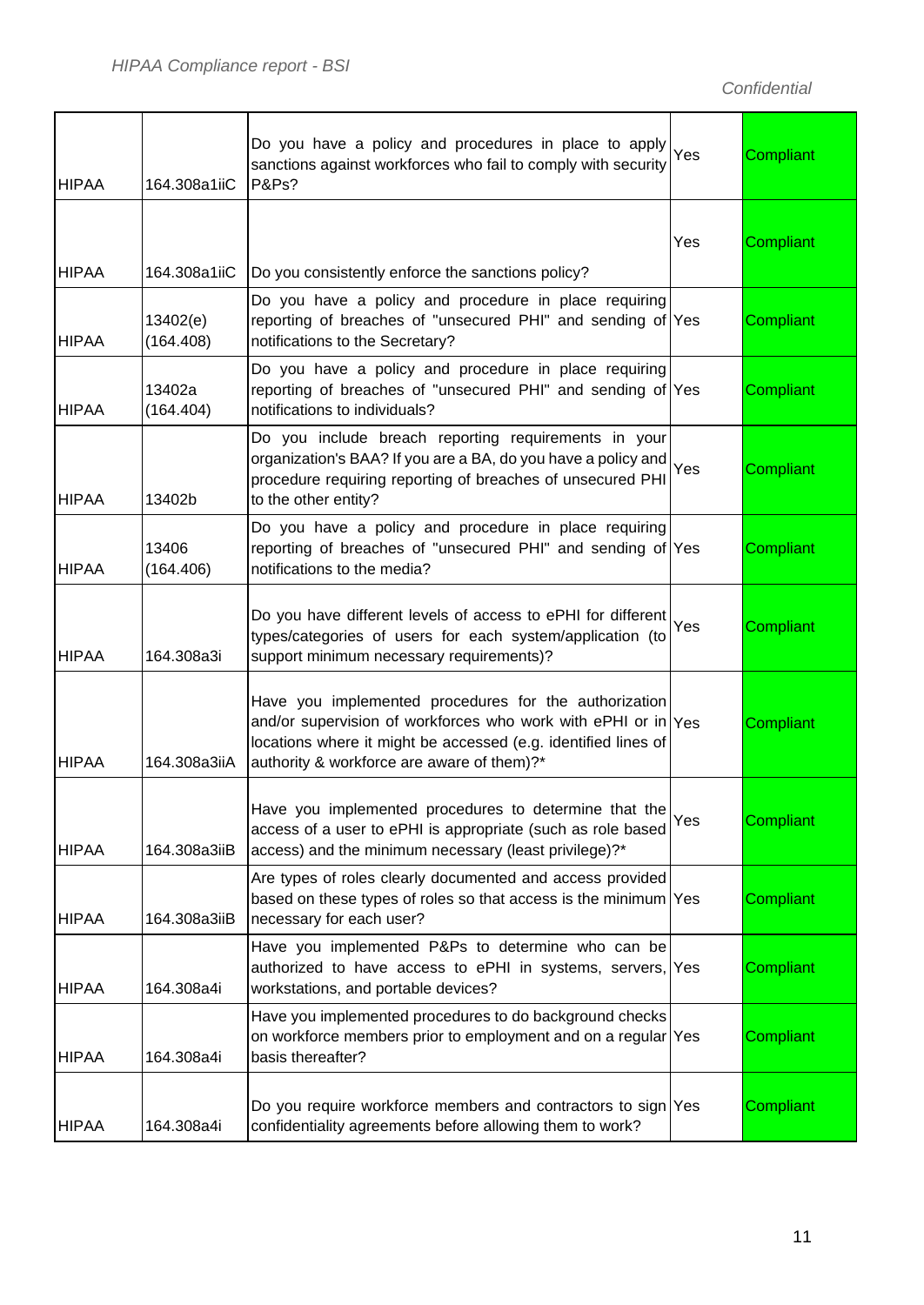| | | | | |
|---|---|---|---|---|
| HIPAA | 164.308a1iiC | Do you have a policy and procedures in place to apply sanctions against workforces who fail to comply with security P&Ps? | Yes | Compliant |
| HIPAA | 164.308a1iiC | Do you consistently enforce the sanctions policy? | Yes | Compliant |
| HIPAA | 13402(e) (164.408) | Do you have a policy and procedure in place requiring reporting of breaches of "unsecured PHI" and sending of notifications to the Secretary? | Yes | Compliant |
| HIPAA | 13402a (164.404) | Do you have a policy and procedure in place requiring reporting of breaches of "unsecured PHI" and sending of notifications to individuals? | Yes | Compliant |
| HIPAA | 13402b | Do you include breach reporting requirements in your organization's BAA? If you are a BA, do you have a policy and procedure requiring reporting of breaches of unsecured PHI to the other entity? | Yes | Compliant |
| HIPAA | 13406 (164.406) | Do you have a policy and procedure in place requiring reporting of breaches of "unsecured PHI" and sending of notifications to the media? | Yes | Compliant |
| HIPAA | 164.308a3i | Do you have different levels of access to ePHI for different types/categories of users for each system/application (to support minimum necessary requirements)? | Yes | Compliant |
| HIPAA | 164.308a3iiA | Have you implemented procedures for the authorization and/or supervision of workforces who work with ePHI or in locations where it might be accessed (e.g. identified lines of authority & workforce are aware of them)?* | Yes | Compliant |
| HIPAA | 164.308a3iiB | Have you implemented procedures to determine that the access of a user to ePHI is appropriate (such as role based access) and the minimum necessary (least privilege)?* | Yes | Compliant |
| HIPAA | 164.308a3iiB | Are types of roles clearly documented and access provided based on these types of roles so that access is the minimum necessary for each user? | Yes | Compliant |
| HIPAA | 164.308a4i | Have you implemented P&Ps to determine who can be authorized to have access to ePHI in systems, servers, workstations, and portable devices? | Yes | Compliant |
| HIPAA | 164.308a4i | Have you implemented procedures to do background checks on workforce members prior to employment and on a regular basis thereafter? | Yes | Compliant |
| HIPAA | 164.308a4i | Do you require workforce members and contractors to sign confidentiality agreements before allowing them to work? | Yes | Compliant |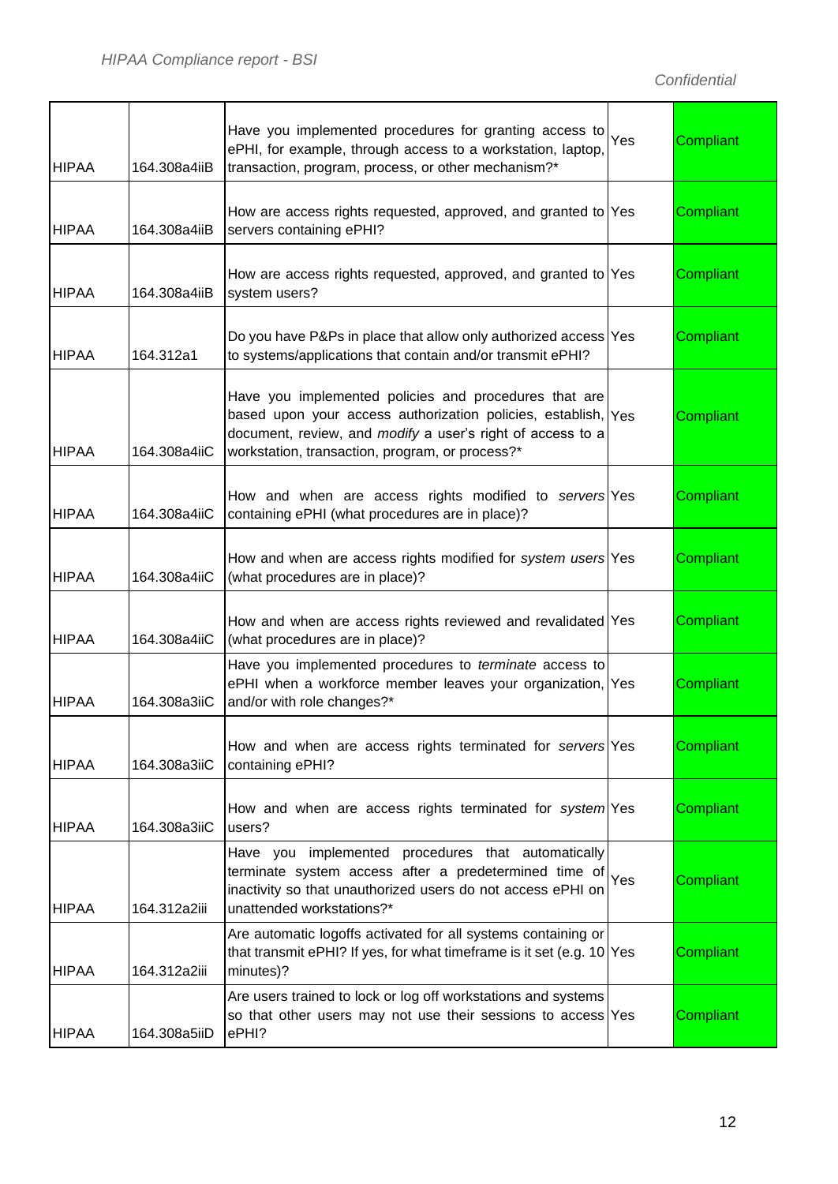| | | | | |
|---|---|---|---|---|
| HIPAA | 164.308a4iiB | Have you implemented procedures for granting access to ePHI, for example, through access to a workstation, laptop, transaction, program, process, or other mechanism?* | Yes | Compliant |
| HIPAA | 164.308a4iiB | How are access rights requested, approved, and granted to servers containing ePHI? | Yes | Compliant |
| HIPAA | 164.308a4iiB | How are access rights requested, approved, and granted to system users? | Yes | Compliant |
| HIPAA | 164.312a1 | Do you have P&Ps in place that allow only authorized access to systems/applications that contain and/or transmit ePHI? | Yes | Compliant |
| HIPAA | 164.308a4iiC | Have you implemented policies and procedures that are based upon your access authorization policies, establish, document, review, and *modify* a user's right of access to a workstation, transaction, program, or process?* | Yes | Compliant |
| HIPAA | 164.308a4iiC | How and when are access rights modified to *servers* containing ePHI (what procedures are in place)? | Yes | Compliant |
| HIPAA | 164.308a4iiC | How and when are access rights modified for *system users* (what procedures are in place)? | Yes | Compliant |
| HIPAA | 164.308a4iiC | How and when are access rights reviewed and revalidated (what procedures are in place)? | Yes | Compliant |
| HIPAA | 164.308a3iiC | Have you implemented procedures to *terminate* access to ePHI when a workforce member leaves your organization, and/or with role changes?* | Yes | Compliant |
| HIPAA | 164.308a3iiC | How and when are access rights terminated for *servers* containing ePHI? | Yes | Compliant |
| HIPAA | 164.308a3iiC | How and when are access rights terminated for *system* users? | Yes | Compliant |
| HIPAA | 164.312a2iii | Have you implemented procedures that automatically terminate system access after a predetermined time of inactivity so that unauthorized users do not access ePHI on unattended workstations?* | Yes | Compliant |
| HIPAA | 164.312a2iii | Are automatic logoffs activated for all systems containing or that transmit ePHI? If yes, for what timeframe is it set (e.g. 10 minutes)? | Yes | Compliant |
| HIPAA | 164.308a5iiD | Are users trained to lock or log off workstations and systems so that other users may not use their sessions to access ePHI? | Yes | Compliant |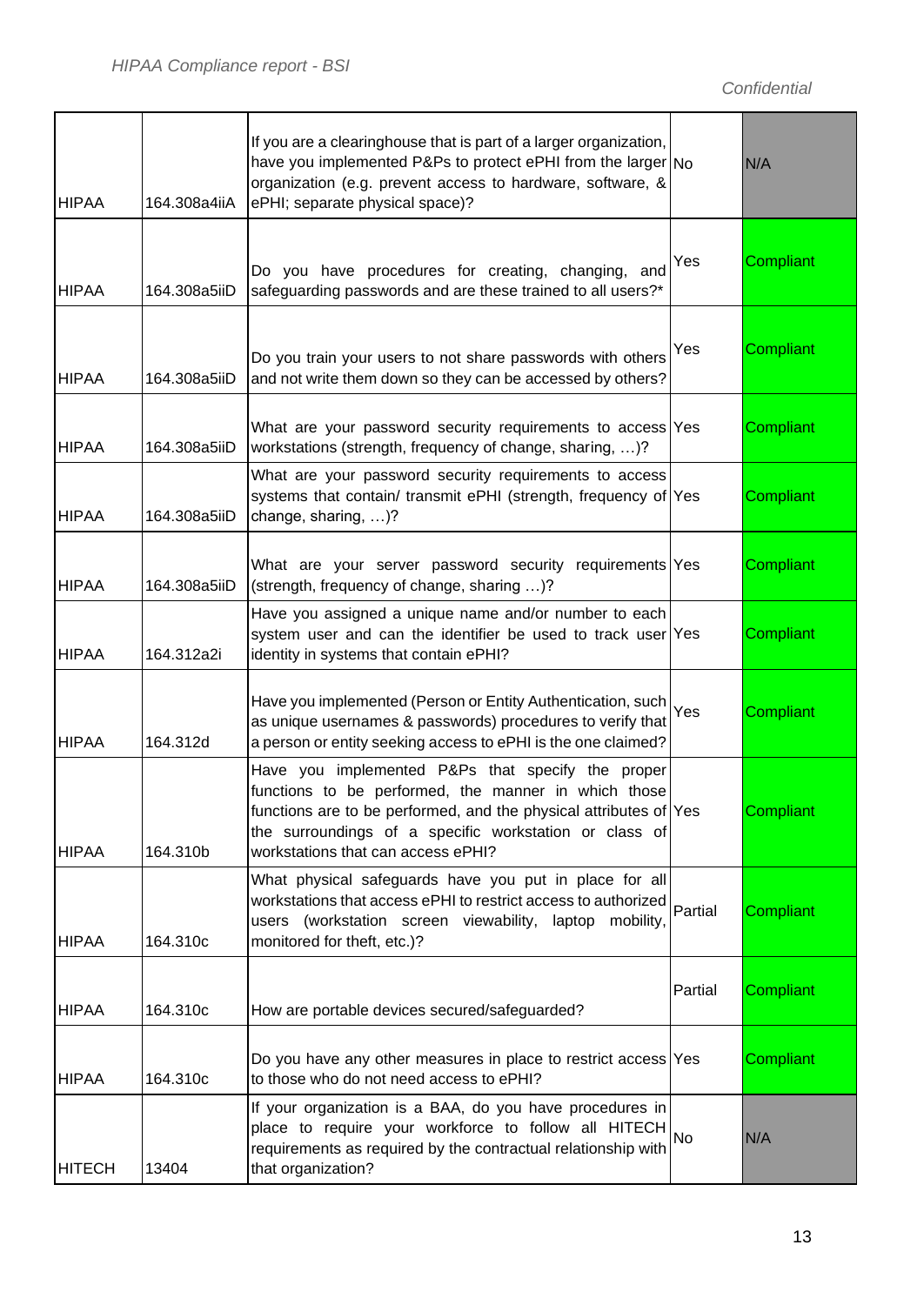| HIPAA | 164.308a4iiA | If you are a clearinghouse that is part of a larger organization, have you implemented P&Ps to protect ePHI from the larger organization (e.g. prevent access to hardware, software, & ePHI; separate physical space)? | No | N/A |
|---|---|---|---|---|
| HIPAA | 164.308a5iiD | Do you have procedures for creating, changing, and safeguarding passwords and are these trained to all users?* | Yes | Compliant |
| HIPAA | 164.308a5iiD | Do you train your users to not share passwords with others and not write them down so they can be accessed by others? | Yes | Compliant |
| HIPAA | 164.308a5iiD | What are your password security requirements to access workstations (strength, frequency of change, sharing, …)? | Yes | Compliant |
| HIPAA | 164.308a5iiD | What are your password security requirements to access systems that contain/ transmit ePHI (strength, frequency of change, sharing, …)? | Yes | Compliant |
| HIPAA | 164.308a5iiD | What are your server password security requirements (strength, frequency of change, sharing …)? | Yes | Compliant |
| HIPAA | 164.312a2i | Have you assigned a unique name and/or number to each system user and can the identifier be used to track user identity in systems that contain ePHI? | Yes | Compliant |
| HIPAA | 164.312d | Have you implemented (Person or Entity Authentication, such as unique usernames & passwords) procedures to verify that a person or entity seeking access to ePHI is the one claimed? | Yes | Compliant |
| HIPAA | 164.310b | Have you implemented P&Ps that specify the proper functions to be performed, the manner in which those functions are to be performed, and the physical attributes of the surroundings of a specific workstation or class of workstations that can access ePHI? | Yes | Compliant |
| HIPAA | 164.310c | What physical safeguards have you put in place for all workstations that access ePHI to restrict access to authorized users (workstation screen viewability, laptop mobility, monitored for theft, etc.)? | Partial | Compliant |
| HIPAA | 164.310c | How are portable devices secured/safeguarded? | Partial | Compliant |
| HIPAA | 164.310c | Do you have any other measures in place to restrict access to those who do not need access to ePHI? | Yes | Compliant |
| HITECH | 13404 | If your organization is a BAA, do you have procedures in place to require your workforce to follow all HITECH requirements as required by the contractual relationship with that organization? | No | N/A |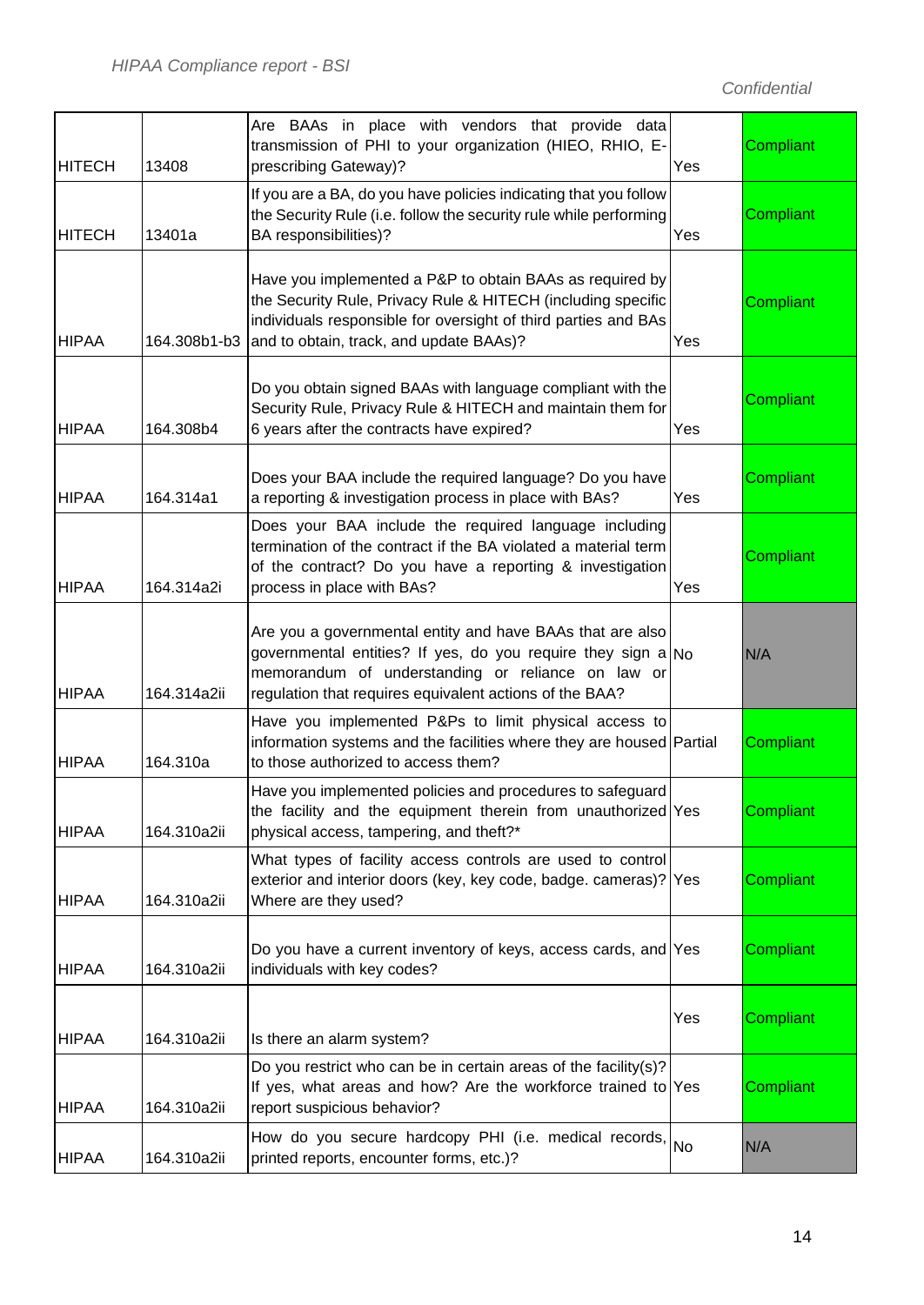| | | | | |
|---|---|---|---|---|
| HITECH | 13408 | Are BAAs in place with vendors that provide data transmission of PHI to your organization (HIEO, RHIO, E-prescribing Gateway)? | Yes | Compliant |
| HITECH | 13401a | If you are a BA, do you have policies indicating that you follow the Security Rule (i.e. follow the security rule while performing BA responsibilities)? | Yes | Compliant |
| HIPAA | 164.308b1-b3 | Have you implemented a P&P to obtain BAAs as required by the Security Rule, Privacy Rule & HITECH (including specific individuals responsible for oversight of third parties and BAs and to obtain, track, and update BAAs)? | Yes | Compliant |
| HIPAA | 164.308b4 | Do you obtain signed BAAs with language compliant with the Security Rule, Privacy Rule & HITECH and maintain them for 6 years after the contracts have expired? | Yes | Compliant |
| HIPAA | 164.314a1 | Does your BAA include the required language? Do you have a reporting & investigation process in place with BAs? | Yes | Compliant |
| HIPAA | 164.314a2i | Does your BAA include the required language including termination of the contract if the BA violated a material term of the contract? Do you have a reporting & investigation process in place with BAs? | Yes | Compliant |
| HIPAA | 164.314a2ii | Are you a governmental entity and have BAAs that are also governmental entities? If yes, do you require they sign a memorandum of understanding or reliance on law or regulation that requires equivalent actions of the BAA? | No | N/A |
| HIPAA | 164.310a | Have you implemented P&Ps to limit physical access to information systems and the facilities where they are housed to those authorized to access them? | Partial | Compliant |
| HIPAA | 164.310a2ii | Have you implemented policies and procedures to safeguard the facility and the equipment therein from unauthorized physical access, tampering, and theft?* | Yes | Compliant |
| HIPAA | 164.310a2ii | What types of facility access controls are used to control exterior and interior doors (key, key code, badge. cameras)? Where are they used? | Yes | Compliant |
| HIPAA | 164.310a2ii | Do you have a current inventory of keys, access cards, and individuals with key codes? | Yes | Compliant |
| HIPAA | 164.310a2ii | Is there an alarm system? | Yes | Compliant |
| HIPAA | 164.310a2ii | Do you restrict who can be in certain areas of the facility(s)? If yes, what areas and how? Are the workforce trained to report suspicious behavior? | Yes | Compliant |
| HIPAA | 164.310a2ii | How do you secure hardcopy PHI (i.e. medical records, printed reports, encounter forms, etc.)? | No | N/A |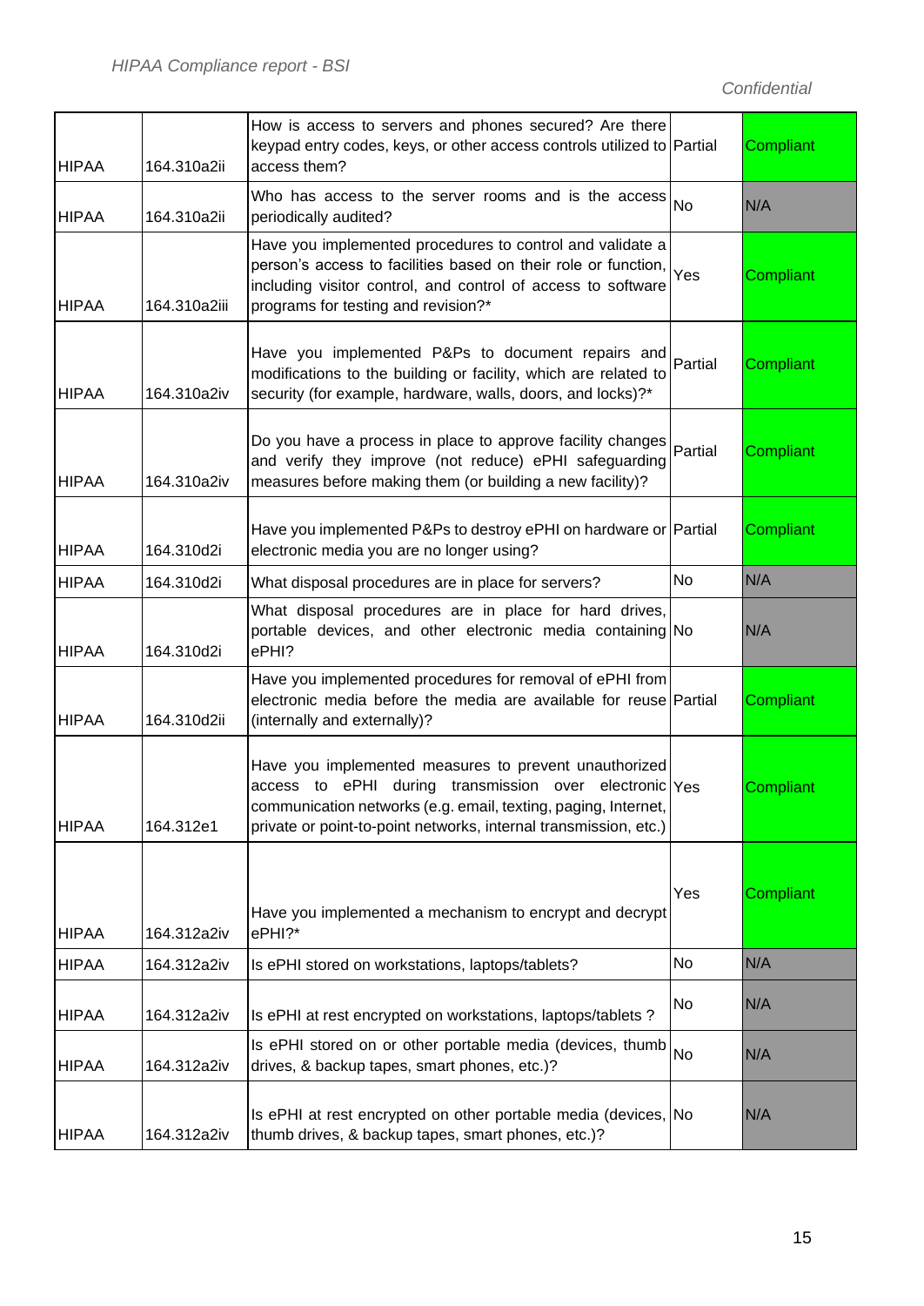| HIPAA | 164.310a2ii | How is access to servers and phones secured? Are there keypad entry codes, keys, or other access controls utilized to access them? | Partial | Compliant |
|---|---|---|---|---|
| HIPAA | 164.310a2ii | Who has access to the server rooms and is the access periodically audited? | No | N/A |
| HIPAA | 164.310a2iii | Have you implemented procedures to control and validate a person's access to facilities based on their role or function, including visitor control, and control of access to software programs for testing and revision?* | Yes | Compliant |
| HIPAA | 164.310a2iv | Have you implemented P&Ps to document repairs and modifications to the building or facility, which are related to security (for example, hardware, walls, doors, and locks)?* | Partial | Compliant |
| HIPAA | 164.310a2iv | Do you have a process in place to approve facility changes and verify they improve (not reduce) ePHI safeguarding measures before making them (or building a new facility)? | Partial | Compliant |
| HIPAA | 164.310d2i | Have you implemented P&Ps to destroy ePHI on hardware or electronic media you are no longer using? | Partial | Compliant |
| HIPAA | 164.310d2i | What disposal procedures are in place for servers? | No | N/A |
| HIPAA | 164.310d2i | What disposal procedures are in place for hard drives, portable devices, and other electronic media containing ePHI? | No | N/A |
| HIPAA | 164.310d2ii | Have you implemented procedures for removal of ePHI from electronic media before the media are available for reuse (internally and externally)? | Partial | Compliant |
| HIPAA | 164.312e1 | Have you implemented measures to prevent unauthorized access to ePHI during transmission over electronic communication networks (e.g. email, texting, paging, Internet, private or point-to-point networks, internal transmission, etc.) | Yes | Compliant |
| HIPAA | 164.312a2iv | Have you implemented a mechanism to encrypt and decrypt ePHI?* | Yes | Compliant |
| HIPAA | 164.312a2iv | Is ePHI stored on workstations, laptops/tablets? | No | N/A |
| HIPAA | 164.312a2iv | Is ePHI at rest encrypted on workstations, laptops/tablets ? | No | N/A |
| HIPAA | 164.312a2iv | Is ePHI stored on or other portable media (devices, thumb drives, & backup tapes, smart phones, etc.)? | No | N/A |
| HIPAA | 164.312a2iv | Is ePHI at rest encrypted on other portable media (devices, thumb drives, & backup tapes, smart phones, etc.)? | No | N/A |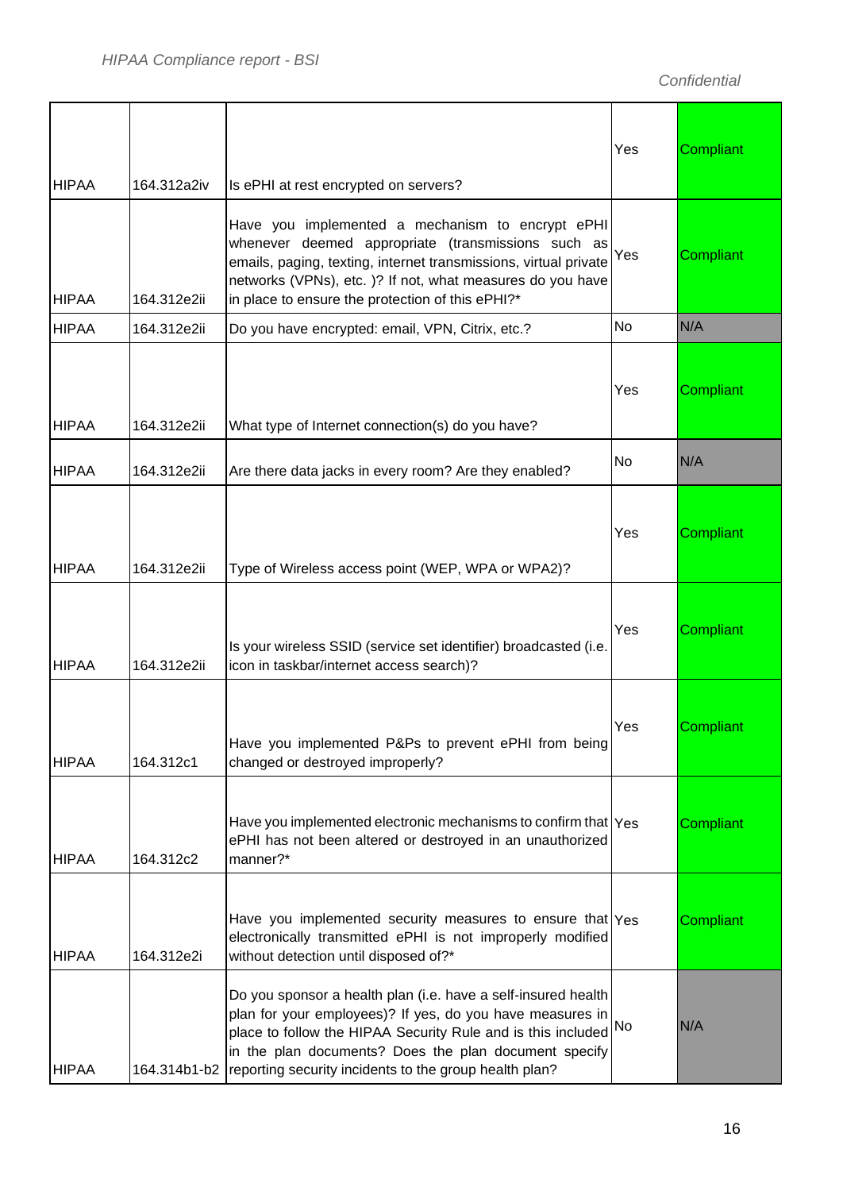| | | | | |
|---|---|---|---|---|
| HIPAA | 164.312a2iv | Is ePHI at rest encrypted on servers? | Yes | Compliant |
| HIPAA | 164.312e2ii | Have you implemented a mechanism to encrypt ePHI whenever deemed appropriate (transmissions such as emails, paging, texting, internet transmissions, virtual private networks (VPNs), etc. )? If not, what measures do you have in place to ensure the protection of this ePHI?* | Yes | Compliant |
| HIPAA | 164.312e2ii | Do you have encrypted: email, VPN, Citrix, etc.? | No | N/A |
| HIPAA | 164.312e2ii | What type of Internet connection(s) do you have? | Yes | Compliant |
| HIPAA | 164.312e2ii | Are there data jacks in every room? Are they enabled? | No | N/A |
| HIPAA | 164.312e2ii | Type of Wireless access point (WEP, WPA or WPA2)? | Yes | Compliant |
| HIPAA | 164.312e2ii | Is your wireless SSID (service set identifier) broadcasted (i.e. icon in taskbar/internet access search)? | Yes | Compliant |
| HIPAA | 164.312c1 | Have you implemented P&Ps to prevent ePHI from being changed or destroyed improperly? | Yes | Compliant |
| HIPAA | 164.312c2 | Have you implemented electronic mechanisms to confirm that ePHI has not been altered or destroyed in an unauthorized manner?* | Yes | Compliant |
| HIPAA | 164.312e2i | Have you implemented security measures to ensure that electronically transmitted ePHI is not improperly modified without detection until disposed of?* | Yes | Compliant |
| HIPAA | 164.314b1-b2 | Do you sponsor a health plan (i.e. have a self-insured health plan for your employees)? If yes, do you have measures in place to follow the HIPAA Security Rule and is this included in the plan documents? Does the plan document specify reporting security incidents to the group health plan? | No | N/A |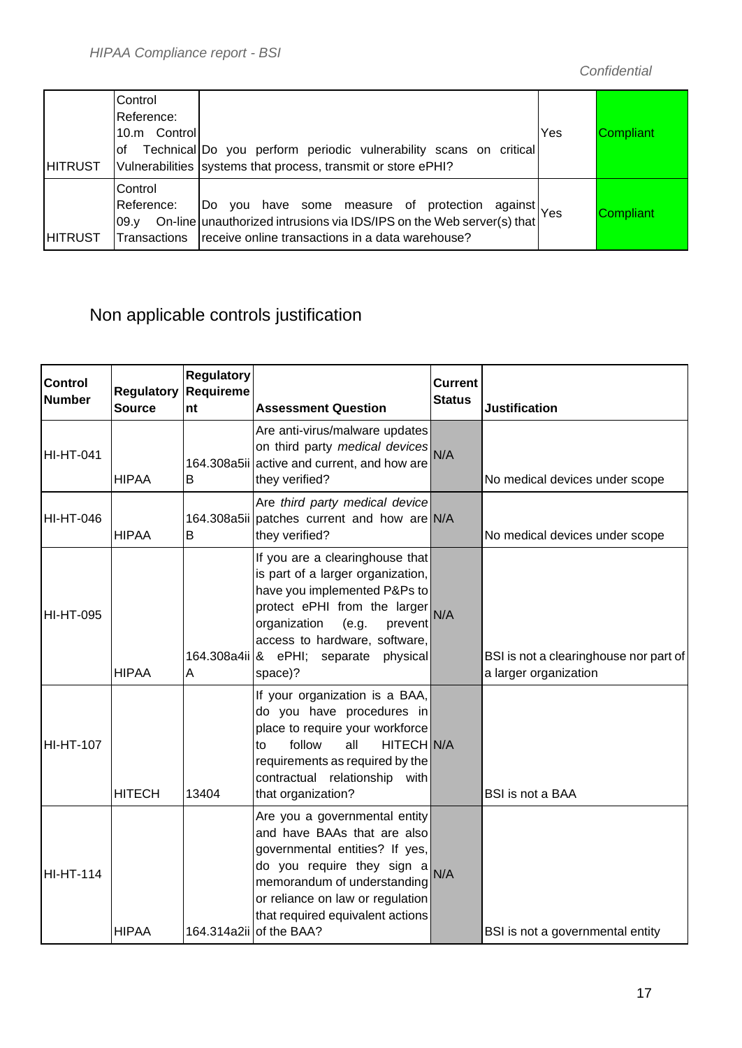| HITRUST | Control Reference: 10.m Control of Technical Vulnerabilities | Do you perform periodic vulnerability scans on critical systems that process, transmit or store ePHI? | Yes | Compliant |
|---|---|---|---|---|
| HITRUST | Control Reference: 09.y On-line Transactions | Do you have some measure of protection against unauthorized intrusions via IDS/IPS on the Web server(s) that receive online transactions in a data warehouse? | Yes | Compliant |

## Non applicable controls justification

| Control Number | Regulatory Source | Regulatory Requirement | Assessment Question | Current Status | Justification |
|---|---|---|---|---|---|
| HI-HT-041 | HIPAA | 164.308a5iiB | Are anti-virus/malware updates on third party *medical devices* active and current, and how are they verified? | N/A | No medical devices under scope |
| HI-HT-046 | HIPAA | 164.308a5iiB | Are *third party medical device* patches current and how are they verified? | N/A | No medical devices under scope |
| HI-HT-095 | HIPAA | 164.308a4iiA | If you are a clearinghouse that is part of a larger organization, have you implemented P&Ps to protect ePHI from the larger organization (e.g. prevent access to hardware, software, & ePHI; separate physical space)? | N/A | BSI is not a clearinghouse nor part of a larger organization |
| HI-HT-107 | HITECH | 13404 | If your organization is a BAA, do you have procedures in place to require your workforce to follow all HITECH requirements as required by the contractual relationship with that organization? | N/A | BSI is not a BAA |
| HI-HT-114 | HIPAA | 164.314a2ii | Are you a governmental entity and have BAAs that are also governmental entities? If yes, do you require they sign a memorandum of understanding or reliance on law or regulation that required equivalent actions of the BAA? | N/A | BSI is not a governmental entity |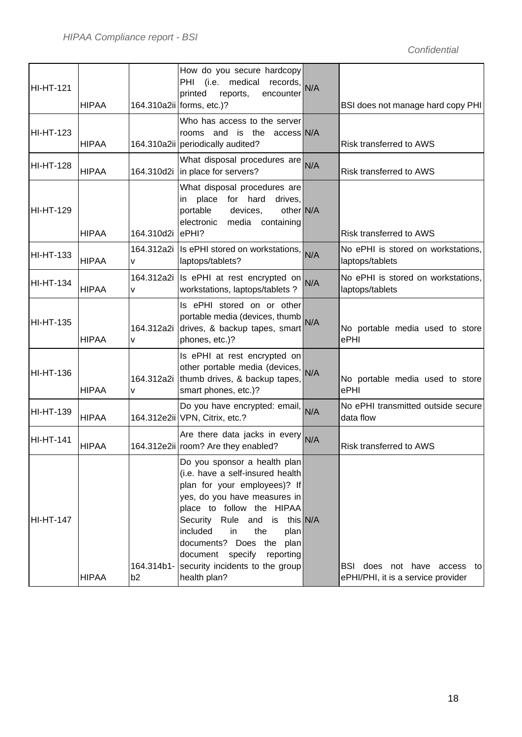| HI-HT-121 | HIPAA | 164.310a2ii | How do you secure hardcopy PHI (i.e. medical records, printed reports, encounter forms, etc.)? | N/A | BSI does not manage hard copy PHI |
|---|---|---|---|---|---|
| HI-HT-123 | HIPAA | 164.310a2ii | Who has access to the server rooms and is the access periodically audited? | N/A | Risk transferred to AWS |
| HI-HT-128 | HIPAA | 164.310d2i | What disposal procedures are in place for servers? | N/A | Risk transferred to AWS |
| HI-HT-129 | HIPAA | 164.310d2i | What disposal procedures are in place for hard drives, portable devices, other electronic media containing ePHI? | N/A | Risk transferred to AWS |
| HI-HT-133 | HIPAA | 164.312a2iv | Is ePHI stored on workstations, laptops/tablets? | N/A | No ePHI is stored on workstations, laptops/tablets |
| HI-HT-134 | HIPAA | 164.312a2iv | Is ePHI at rest encrypted on workstations, laptops/tablets ? | N/A | No ePHI is stored on workstations, laptops/tablets |
| HI-HT-135 | HIPAA | 164.312a2iv | Is ePHI stored on or other portable media (devices, thumb drives, & backup tapes, smart phones, etc.)? | N/A | No portable media used to store ePHI |
| HI-HT-136 | HIPAA | 164.312a2iv | Is ePHI at rest encrypted on other portable media (devices, thumb drives, & backup tapes, smart phones, etc.)? | N/A | No portable media used to store ePHI |
| HI-HT-139 | HIPAA | 164.312e2ii | Do you have encrypted: email, VPN, Citrix, etc.? | N/A | No ePHI transmitted outside secure data flow |
| HI-HT-141 | HIPAA | 164.312e2ii | Are there data jacks in every room? Are they enabled? | N/A | Risk transferred to AWS |
| HI-HT-147 | HIPAA | 164.314b1-b2 | Do you sponsor a health plan (i.e. have a self-insured health plan for your employees)? If yes, do you have measures in place to follow the HIPAA Security Rule and is this included in the plan documents? Does the plan document specify reporting security incidents to the group health plan? | N/A | BSI does not have access to ePHI/PHI, it is a service provider |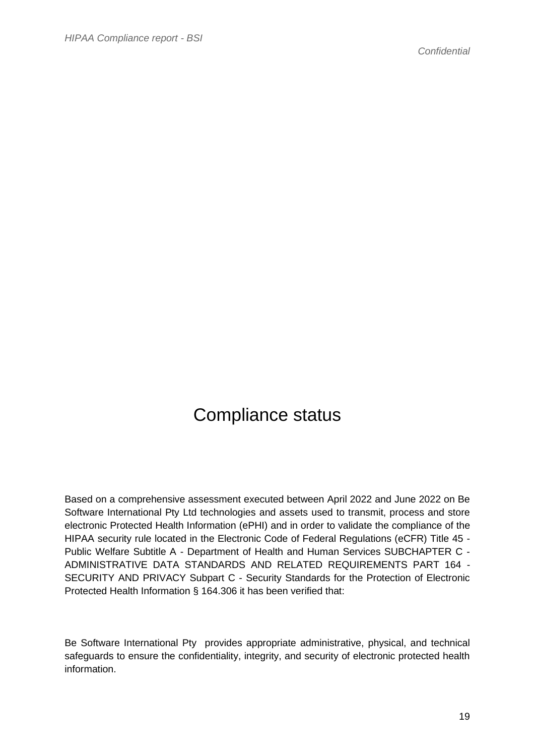# Compliance status

Based on a comprehensive assessment executed between April 2022 and June 2022 on Be Software International Pty Ltd technologies and assets used to transmit, process and store electronic Protected Health Information (ePHI) and in order to validate the compliance of the HIPAA security rule located in the Electronic Code of Federal Regulations (eCFR) Title 45 - Public Welfare Subtitle A - Department of Health and Human Services SUBCHAPTER C - ADMINISTRATIVE DATA STANDARDS AND RELATED REQUIREMENTS PART 164 - SECURITY AND PRIVACY Subpart C - Security Standards for the Protection of Electronic Protected Health Information § 164.306 it has been verified that:

Be Software International Pty provides appropriate administrative, physical, and technical safeguards to ensure the confidentiality, integrity, and security of electronic protected health information.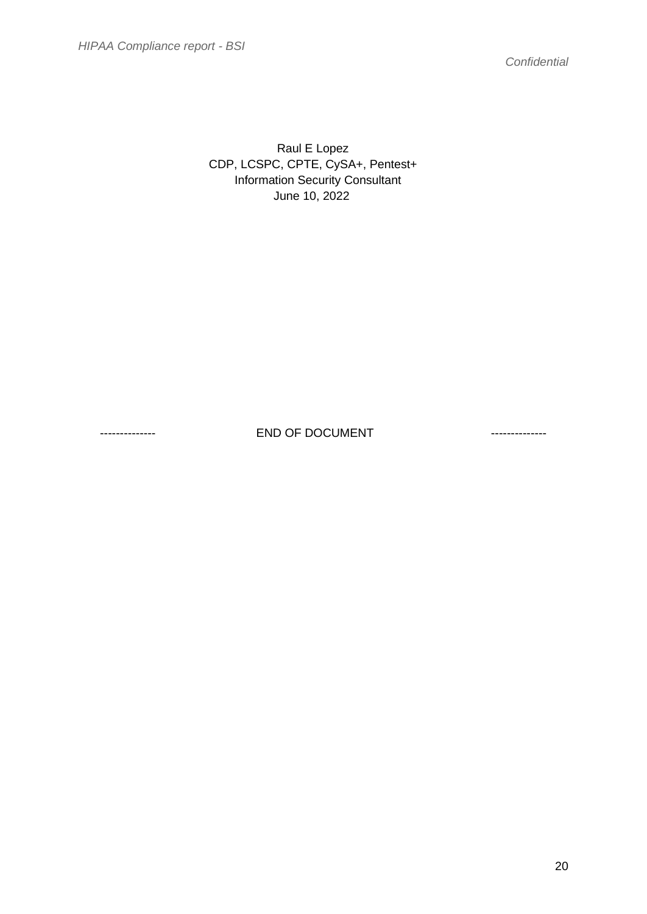Raul E Lopez
CDP, LCSPC, CPTE, CySA+, Pentest+
Information Security Consultant
June 10, 2022

-------------- END OF DOCUMENT --------------